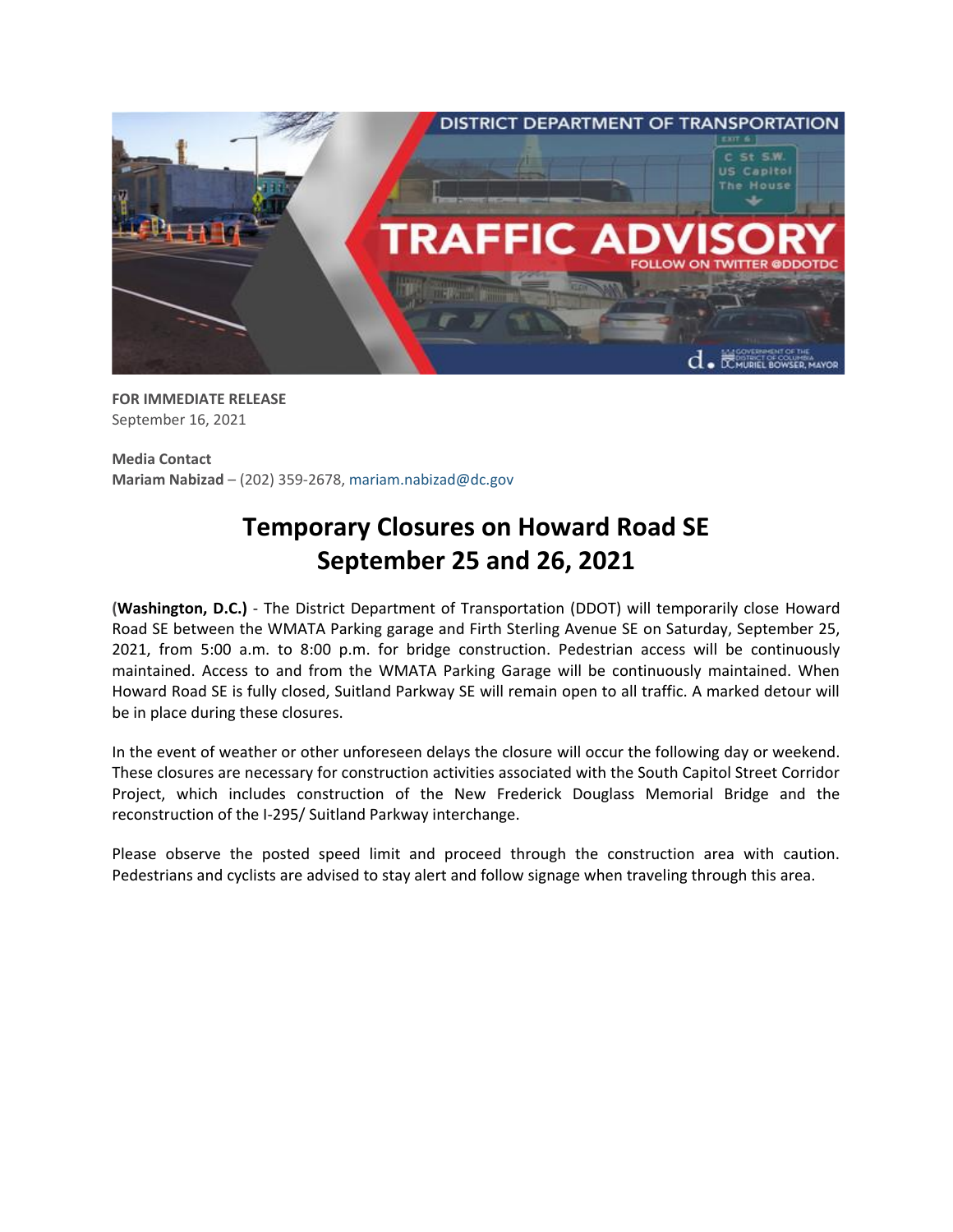**FOR IMMEDIATE RELEASE**
September 16, 2021

**Media Contact**
**Mariam Nabizad** – (202) 359-2678, mariam.nabizad@dc.gov

# Temporary Closures on Howard Road SE September 25 and 26, 2021

**(Washington, D.C.)** - The District Department of Transportation (DDOT) will temporarily close Howard Road SE between the WMATA Parking garage and Firth Sterling Avenue SE on Saturday, September 25, 2021, from 5:00 a.m. to 8:00 p.m. for bridge construction. Pedestrian access will be continuously maintained. Access to and from the WMATA Parking Garage will be continuously maintained. When Howard Road SE is fully closed, Suitland Parkway SE will remain open to all traffic. A marked detour will be in place during these closures.

In the event of weather or other unforeseen delays the closure will occur the following day or weekend. These closures are necessary for construction activities associated with the South Capitol Street Corridor Project, which includes construction of the New Frederick Douglass Memorial Bridge and the reconstruction of the I-295/ Suitland Parkway interchange.

Please observe the posted speed limit and proceed through the construction area with caution. Pedestrians and cyclists are advised to stay alert and follow signage when traveling through this area.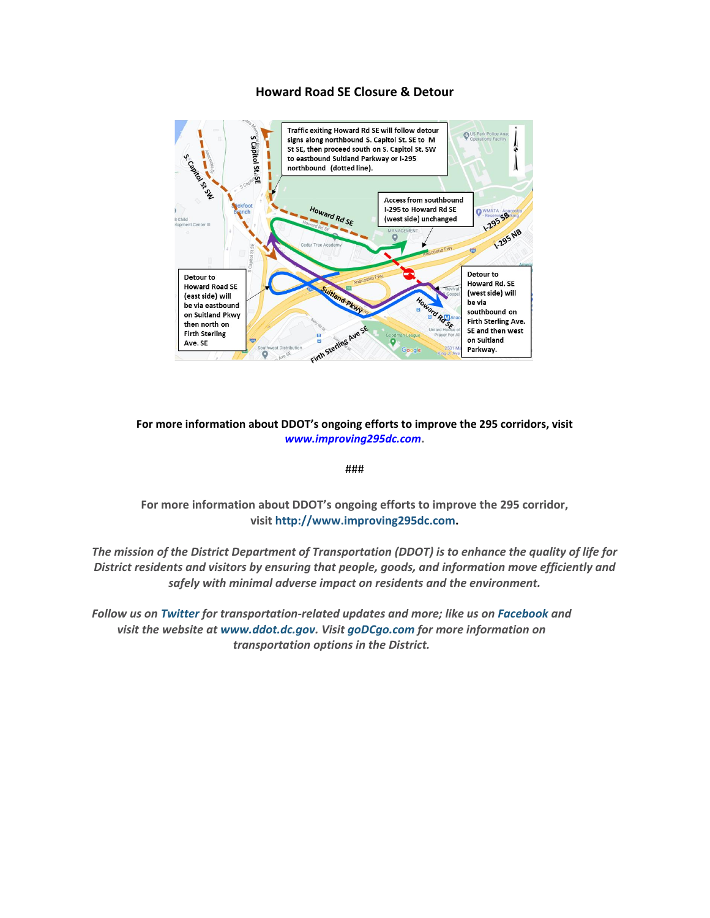**Howard Road SE Closure & Detour**

Traffic exiting Howard Rd SE will follow detour signs along northbound S. Capitol St. SE to M St SE, then proceed south on S. Capitol St. SW to eastbound Suitland Parkway or I-295 northbound (dotted line).

Access from southbound I-295 to Howard Rd SE (west side) unchanged

Detour to Howard Road SE (east side) will be via eastbound on Suitland Pkwy then north on Firth Sterling Ave. SE

Detour to Howard Rd. SE (west side) will be via southbound on Firth Sterling Ave. SE and then west on Suitland Parkway.

**For more information about DDOT's ongoing efforts to improve the 295 corridors, visit *www.improving295dc.com*.**

###

**For more information about DDOT's ongoing efforts to improve the 295 corridor, visit http://www.improving295dc.com.**

***The mission of the District Department of Transportation (DDOT) is to enhance the quality of life for District residents and visitors by ensuring that people, goods, and information move efficiently and safely with minimal adverse impact on residents and the environment.***

***Follow us on Twitter for transportation-related updates and more; like us on Facebook and visit the website at www.ddot.dc.gov. Visit goDCgo.com for more information on transportation options in the District.***